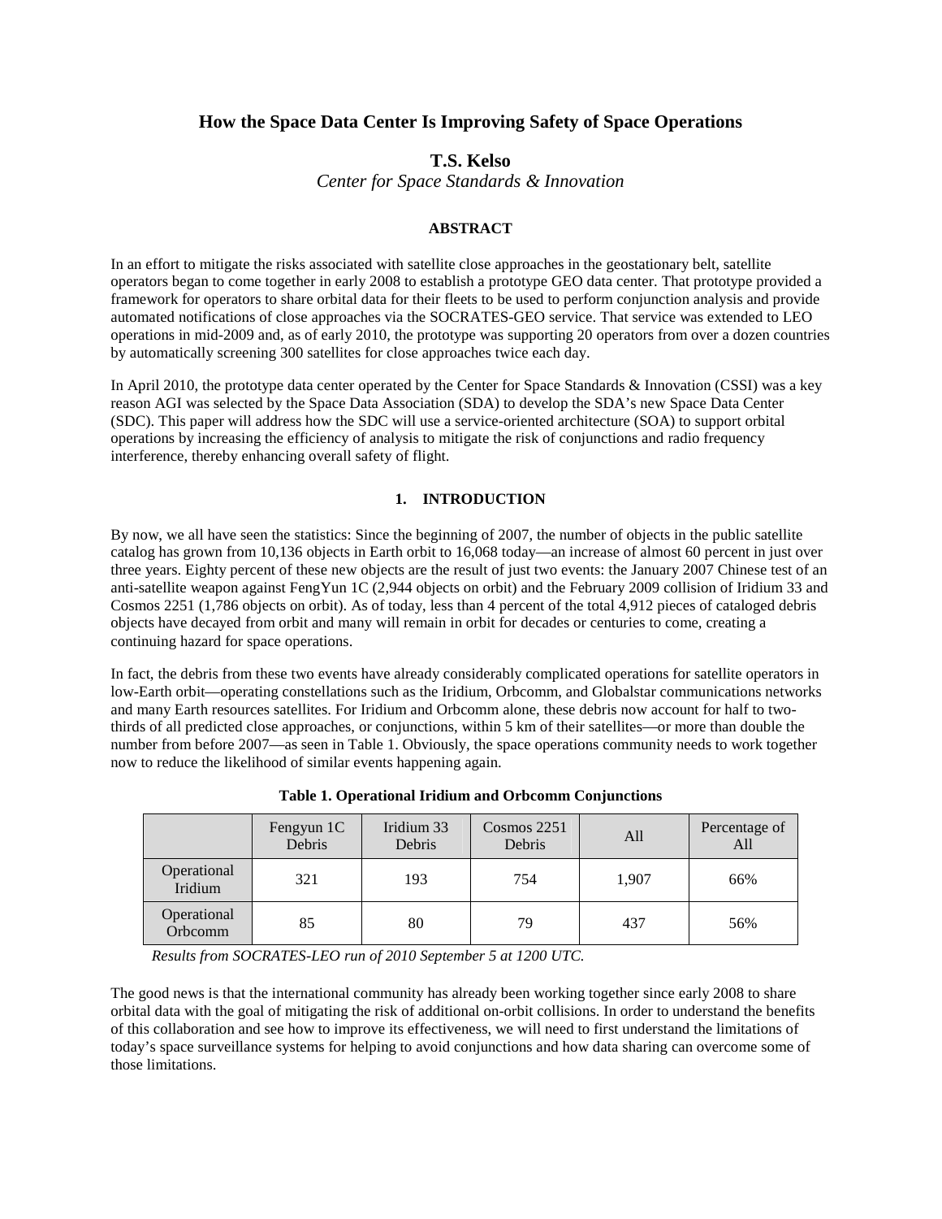# How the Space Data Center Is Improving Safety of Space Operations

**T.S. Kelso**

*Center for Space Standards & Innovation*

## ABSTRACT

In an effort to mitigate the risks associated with satellite close approaches in the geostationary belt, satellite operators began to come together in early 2008 to establish a prototype GEO data center. That prototype provided a framework for operators to share orbital data for their fleets to be used to perform conjunction analysis and provide automated notifications of close approaches via the SOCRATES-GEO service. That service was extended to LEO operations in mid-2009 and, as of early 2010, the prototype was supporting 20 operators from over a dozen countries by automatically screening 300 satellites for close approaches twice each day.

In April 2010, the prototype data center operated by the Center for Space Standards & Innovation (CSSI) was a key reason AGI was selected by the Space Data Association (SDA) to develop the SDA's new Space Data Center (SDC). This paper will address how the SDC will use a service-oriented architecture (SOA) to support orbital operations by increasing the efficiency of analysis to mitigate the risk of conjunctions and radio frequency interference, thereby enhancing overall safety of flight.

## 1. INTRODUCTION

By now, we all have seen the statistics: Since the beginning of 2007, the number of objects in the public satellite catalog has grown from 10,136 objects in Earth orbit to 16,068 today—an increase of almost 60 percent in just over three years. Eighty percent of these new objects are the result of just two events: the January 2007 Chinese test of an anti-satellite weapon against FengYun 1C (2,944 objects on orbit) and the February 2009 collision of Iridium 33 and Cosmos 2251 (1,786 objects on orbit). As of today, less than 4 percent of the total 4,912 pieces of cataloged debris objects have decayed from orbit and many will remain in orbit for decades or centuries to come, creating a continuing hazard for space operations.

In fact, the debris from these two events have already considerably complicated operations for satellite operators in low-Earth orbit—operating constellations such as the Iridium, Orbcomm, and Globalstar communications networks and many Earth resources satellites. For Iridium and Orbcomm alone, these debris now account for half to two-thirds of all predicted close approaches, or conjunctions, within 5 km of their satellites—or more than double the number from before 2007—as seen in Table 1. Obviously, the space operations community needs to work together now to reduce the likelihood of similar events happening again.

**Table 1. Operational Iridium and Orbcomm Conjunctions**

| | Fengyun 1C Debris | Iridium 33 Debris | Cosmos 2251 Debris | All | Percentage of All |
|---|---|---|---|---|---|
| Operational Iridium | 321 | 193 | 754 | 1,907 | 66% |
| Operational Orbcomm | 85 | 80 | 79 | 437 | 56% |

*Results from SOCRATES-LEO run of 2010 September 5 at 1200 UTC.*

The good news is that the international community has already been working together since early 2008 to share orbital data with the goal of mitigating the risk of additional on-orbit collisions. In order to understand the benefits of this collaboration and see how to improve its effectiveness, we will need to first understand the limitations of today's space surveillance systems for helping to avoid conjunctions and how data sharing can overcome some of those limitations.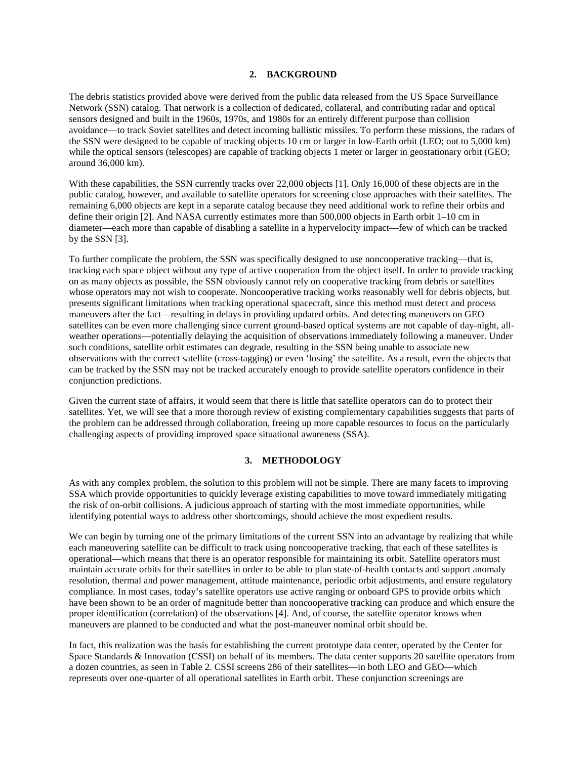## 2. BACKGROUND

The debris statistics provided above were derived from the public data released from the US Space Surveillance Network (SSN) catalog. That network is a collection of dedicated, collateral, and contributing radar and optical sensors designed and built in the 1960s, 1970s, and 1980s for an entirely different purpose than collision avoidance—to track Soviet satellites and detect incoming ballistic missiles. To perform these missions, the radars of the SSN were designed to be capable of tracking objects 10 cm or larger in low-Earth orbit (LEO; out to 5,000 km) while the optical sensors (telescopes) are capable of tracking objects 1 meter or larger in geostationary orbit (GEO; around 36,000 km).

With these capabilities, the SSN currently tracks over 22,000 objects [1]. Only 16,000 of these objects are in the public catalog, however, and available to satellite operators for screening close approaches with their satellites. The remaining 6,000 objects are kept in a separate catalog because they need additional work to refine their orbits and define their origin [2]. And NASA currently estimates more than 500,000 objects in Earth orbit 1–10 cm in diameter—each more than capable of disabling a satellite in a hypervelocity impact—few of which can be tracked by the SSN [3].

To further complicate the problem, the SSN was specifically designed to use noncooperative tracking—that is, tracking each space object without any type of active cooperation from the object itself. In order to provide tracking on as many objects as possible, the SSN obviously cannot rely on cooperative tracking from debris or satellites whose operators may not wish to cooperate. Noncooperative tracking works reasonably well for debris objects, but presents significant limitations when tracking operational spacecraft, since this method must detect and process maneuvers after the fact—resulting in delays in providing updated orbits. And detecting maneuvers on GEO satellites can be even more challenging since current ground-based optical systems are not capable of day-night, all-weather operations—potentially delaying the acquisition of observations immediately following a maneuver. Under such conditions, satellite orbit estimates can degrade, resulting in the SSN being unable to associate new observations with the correct satellite (cross-tagging) or even 'losing' the satellite. As a result, even the objects that can be tracked by the SSN may not be tracked accurately enough to provide satellite operators confidence in their conjunction predictions.

Given the current state of affairs, it would seem that there is little that satellite operators can do to protect their satellites. Yet, we will see that a more thorough review of existing complementary capabilities suggests that parts of the problem can be addressed through collaboration, freeing up more capable resources to focus on the particularly challenging aspects of providing improved space situational awareness (SSA).

## 3. METHODOLOGY

As with any complex problem, the solution to this problem will not be simple. There are many facets to improving SSA which provide opportunities to quickly leverage existing capabilities to move toward immediately mitigating the risk of on-orbit collisions. A judicious approach of starting with the most immediate opportunities, while identifying potential ways to address other shortcomings, should achieve the most expedient results.

We can begin by turning one of the primary limitations of the current SSN into an advantage by realizing that while each maneuvering satellite can be difficult to track using noncooperative tracking, that each of these satellites is operational—which means that there is an operator responsible for maintaining its orbit. Satellite operators must maintain accurate orbits for their satellites in order to be able to plan state-of-health contacts and support anomaly resolution, thermal and power management, attitude maintenance, periodic orbit adjustments, and ensure regulatory compliance. In most cases, today's satellite operators use active ranging or onboard GPS to provide orbits which have been shown to be an order of magnitude better than noncooperative tracking can produce and which ensure the proper identification (correlation) of the observations [4]. And, of course, the satellite operator knows when maneuvers are planned to be conducted and what the post-maneuver nominal orbit should be.

In fact, this realization was the basis for establishing the current prototype data center, operated by the Center for Space Standards & Innovation (CSSI) on behalf of its members. The data center supports 20 satellite operators from a dozen countries, as seen in Table 2. CSSI screens 286 of their satellites—in both LEO and GEO—which represents over one-quarter of all operational satellites in Earth orbit. These conjunction screenings are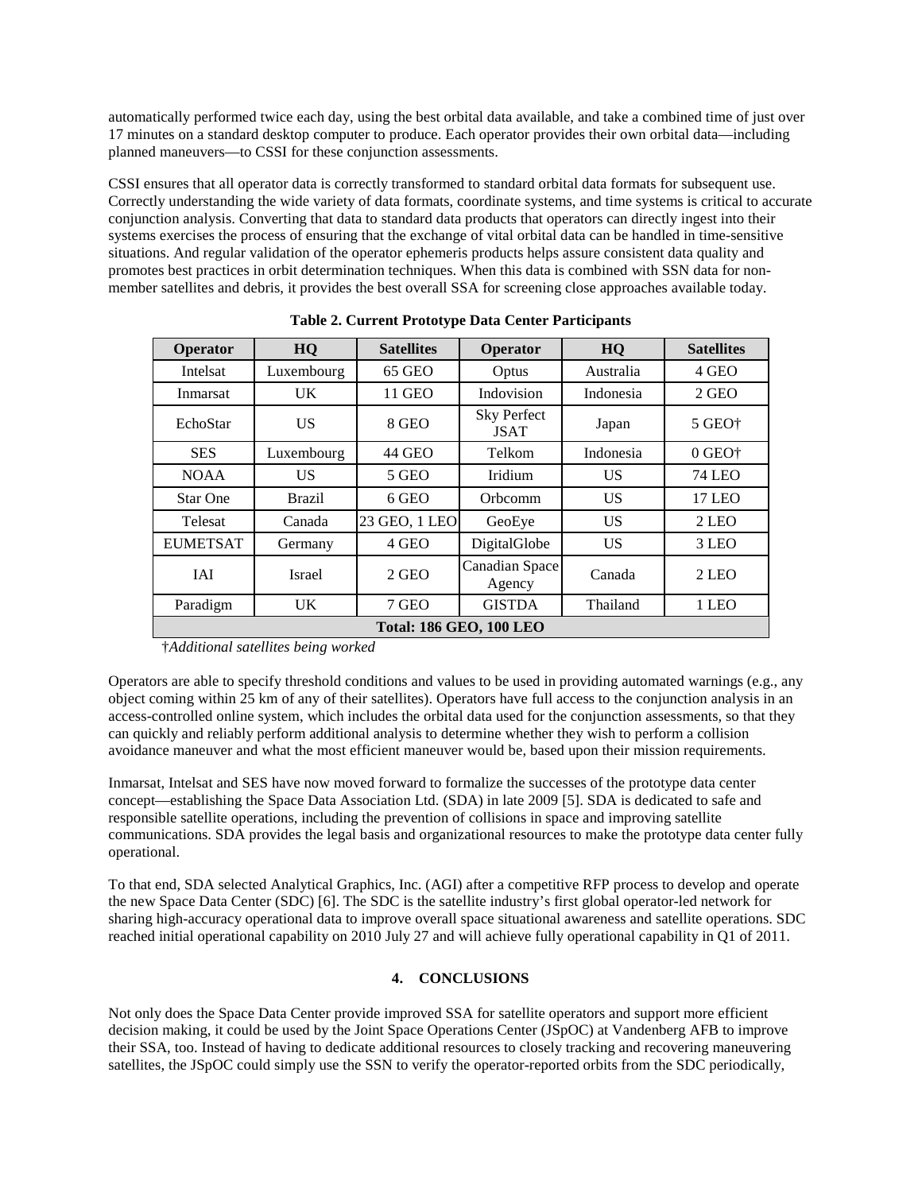automatically performed twice each day, using the best orbital data available, and take a combined time of just over 17 minutes on a standard desktop computer to produce. Each operator provides their own orbital data—including planned maneuvers—to CSSI for these conjunction assessments.

CSSI ensures that all operator data is correctly transformed to standard orbital data formats for subsequent use. Correctly understanding the wide variety of data formats, coordinate systems, and time systems is critical to accurate conjunction analysis. Converting that data to standard data products that operators can directly ingest into their systems exercises the process of ensuring that the exchange of vital orbital data can be handled in time-sensitive situations. And regular validation of the operator ephemeris products helps assure consistent data quality and promotes best practices in orbit determination techniques. When this data is combined with SSN data for non-member satellites and debris, it provides the best overall SSA for screening close approaches available today.

**Table 2. Current Prototype Data Center Participants**

| Operator | HQ | Satellites | Operator | HQ | Satellites |
|---|---|---|---|---|---|
| Intelsat | Luxembourg | 65 GEO | Optus | Australia | 4 GEO |
| Inmarsat | UK | 11 GEO | Indovision | Indonesia | 2 GEO |
| EchoStar | US | 8 GEO | Sky Perfect JSAT | Japan | 5 GEO† |
| SES | Luxembourg | 44 GEO | Telkom | Indonesia | 0 GEO† |
| NOAA | US | 5 GEO | Iridium | US | 74 LEO |
| Star One | Brazil | 6 GEO | Orbcomm | US | 17 LEO |
| Telesat | Canada | 23 GEO, 1 LEO | GeoEye | US | 2 LEO |
| EUMETSAT | Germany | 4 GEO | DigitalGlobe | US | 3 LEO |
| IAI | Israel | 2 GEO | Canadian Space Agency | Canada | 2 LEO |
| Paradigm | UK | 7 GEO | GISTDA | Thailand | 1 LEO |
| **Total: 186 GEO, 100 LEO** | | | | | |

†*Additional satellites being worked*

Operators are able to specify threshold conditions and values to be used in providing automated warnings (e.g., any object coming within 25 km of any of their satellites). Operators have full access to the conjunction analysis in an access-controlled online system, which includes the orbital data used for the conjunction assessments, so that they can quickly and reliably perform additional analysis to determine whether they wish to perform a collision avoidance maneuver and what the most efficient maneuver would be, based upon their mission requirements.

Inmarsat, Intelsat and SES have now moved forward to formalize the successes of the prototype data center concept—establishing the Space Data Association Ltd. (SDA) in late 2009 [5]. SDA is dedicated to safe and responsible satellite operations, including the prevention of collisions in space and improving satellite communications. SDA provides the legal basis and organizational resources to make the prototype data center fully operational.

To that end, SDA selected Analytical Graphics, Inc. (AGI) after a competitive RFP process to develop and operate the new Space Data Center (SDC) [6]. The SDC is the satellite industry's first global operator-led network for sharing high-accuracy operational data to improve overall space situational awareness and satellite operations. SDC reached initial operational capability on 2010 July 27 and will achieve fully operational capability in Q1 of 2011.

## 4. CONCLUSIONS

Not only does the Space Data Center provide improved SSA for satellite operators and support more efficient decision making, it could be used by the Joint Space Operations Center (JSpOC) at Vandenberg AFB to improve their SSA, too. Instead of having to dedicate additional resources to closely tracking and recovering maneuvering satellites, the JSpOC could simply use the SSN to verify the operator-reported orbits from the SDC periodically,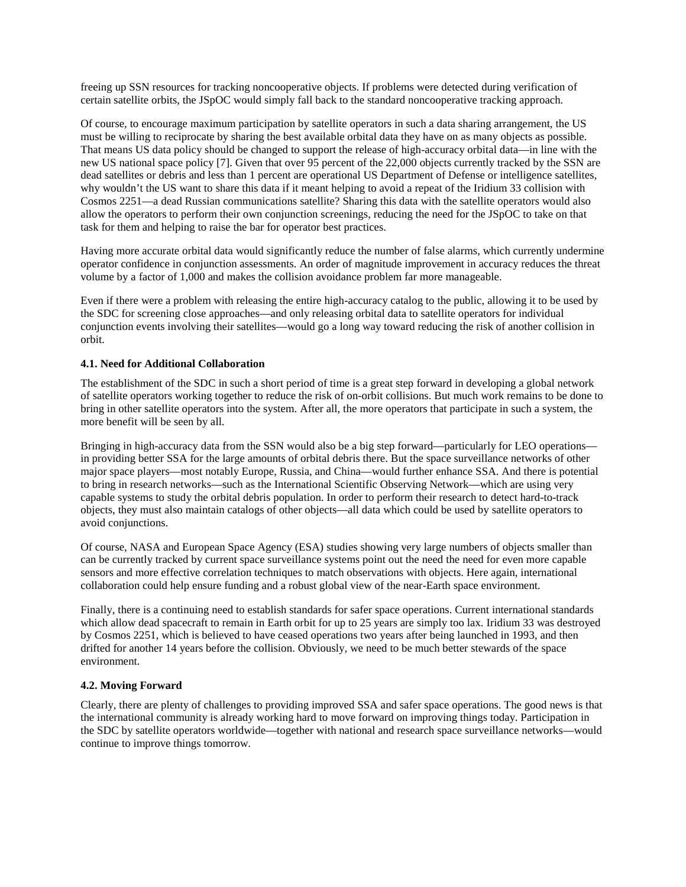freeing up SSN resources for tracking noncooperative objects. If problems were detected during verification of certain satellite orbits, the JSpOC would simply fall back to the standard noncooperative tracking approach.

Of course, to encourage maximum participation by satellite operators in such a data sharing arrangement, the US must be willing to reciprocate by sharing the best available orbital data they have on as many objects as possible. That means US data policy should be changed to support the release of high-accuracy orbital data—in line with the new US national space policy [7]. Given that over 95 percent of the 22,000 objects currently tracked by the SSN are dead satellites or debris and less than 1 percent are operational US Department of Defense or intelligence satellites, why wouldn't the US want to share this data if it meant helping to avoid a repeat of the Iridium 33 collision with Cosmos 2251—a dead Russian communications satellite? Sharing this data with the satellite operators would also allow the operators to perform their own conjunction screenings, reducing the need for the JSpOC to take on that task for them and helping to raise the bar for operator best practices.

Having more accurate orbital data would significantly reduce the number of false alarms, which currently undermine operator confidence in conjunction assessments. An order of magnitude improvement in accuracy reduces the threat volume by a factor of 1,000 and makes the collision avoidance problem far more manageable.

Even if there were a problem with releasing the entire high-accuracy catalog to the public, allowing it to be used by the SDC for screening close approaches—and only releasing orbital data to satellite operators for individual conjunction events involving their satellites—would go a long way toward reducing the risk of another collision in orbit.

#### 4.1. Need for Additional Collaboration

The establishment of the SDC in such a short period of time is a great step forward in developing a global network of satellite operators working together to reduce the risk of on-orbit collisions. But much work remains to be done to bring in other satellite operators into the system. After all, the more operators that participate in such a system, the more benefit will be seen by all.

Bringing in high-accuracy data from the SSN would also be a big step forward—particularly for LEO operations—in providing better SSA for the large amounts of orbital debris there. But the space surveillance networks of other major space players—most notably Europe, Russia, and China—would further enhance SSA. And there is potential to bring in research networks—such as the International Scientific Observing Network—which are using very capable systems to study the orbital debris population. In order to perform their research to detect hard-to-track objects, they must also maintain catalogs of other objects—all data which could be used by satellite operators to avoid conjunctions.

Of course, NASA and European Space Agency (ESA) studies showing very large numbers of objects smaller than can be currently tracked by current space surveillance systems point out the need the need for even more capable sensors and more effective correlation techniques to match observations with objects. Here again, international collaboration could help ensure funding and a robust global view of the near-Earth space environment.

Finally, there is a continuing need to establish standards for safer space operations. Current international standards which allow dead spacecraft to remain in Earth orbit for up to 25 years are simply too lax. Iridium 33 was destroyed by Cosmos 2251, which is believed to have ceased operations two years after being launched in 1993, and then drifted for another 14 years before the collision. Obviously, we need to be much better stewards of the space environment.

#### 4.2. Moving Forward

Clearly, there are plenty of challenges to providing improved SSA and safer space operations. The good news is that the international community is already working hard to move forward on improving things today. Participation in the SDC by satellite operators worldwide—together with national and research space surveillance networks—would continue to improve things tomorrow.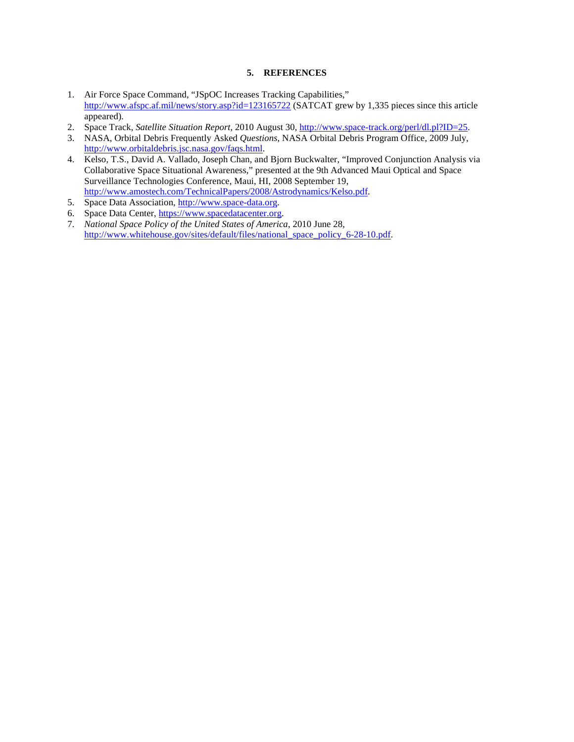## 5. REFERENCES

1. Air Force Space Command, "JSpOC Increases Tracking Capabilities," http://www.afspc.af.mil/news/story.asp?id=123165722 (SATCAT grew by 1,335 pieces since this article appeared).
2. Space Track, *Satellite Situation Report*, 2010 August 30, http://www.space-track.org/perl/dl.pl?ID=25.
3. NASA, Orbital Debris Frequently Asked *Questions*, NASA Orbital Debris Program Office, 2009 July, http://www.orbitaldebris.jsc.nasa.gov/faqs.html.
4. Kelso, T.S., David A. Vallado, Joseph Chan, and Bjorn Buckwalter, "Improved Conjunction Analysis via Collaborative Space Situational Awareness," presented at the 9th Advanced Maui Optical and Space Surveillance Technologies Conference, Maui, HI, 2008 September 19, http://www.amostech.com/TechnicalPapers/2008/Astrodynamics/Kelso.pdf.
5. Space Data Association, http://www.space-data.org.
6. Space Data Center, https://www.spacedatacenter.org.
7. *National Space Policy of the United States of America*, 2010 June 28, http://www.whitehouse.gov/sites/default/files/national_space_policy_6-28-10.pdf.